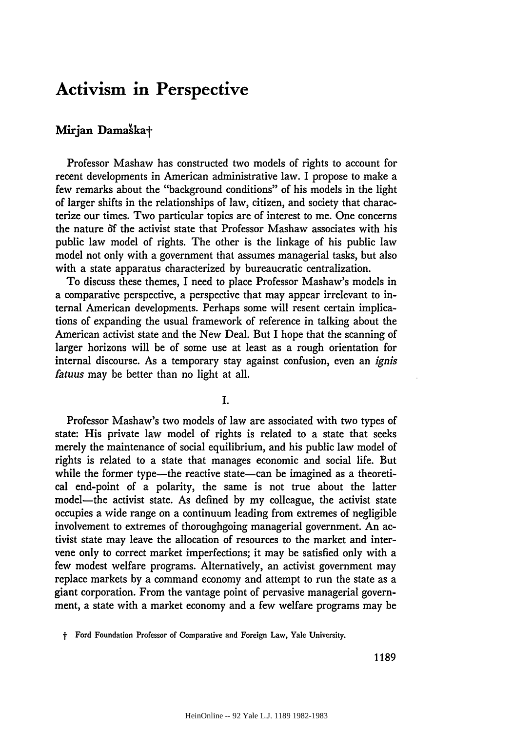# Activism in Perspective

## Mirjan Damaška†

Professor Mashaw has constructed two models of rights to account for recent developments in American administrative law. I propose to make a few remarks about the "background conditions" of his models in the light of larger shifts in the relationships of law, citizen, and society that characterize our times. Two particular topics are of interest to me. One concerns the nature of the activist state that Professor Mashaw associates with his public law model of rights. The other is the linkage of his public law model not only with a government that assumes managerial tasks, but also with a state apparatus characterized by bureaucratic centralization.

To discuss these themes, I need to place Professor Mashaw's models in a comparative perspective, a perspective that may appear irrelevant to internal American developments. Perhaps some will resent certain implications of expanding the usual framework of reference in talking about the American activist state and the New Deal. But I hope that the scanning of larger horizons will be of some use at least as a rough orientation for internal discourse. As a temporary stay against confusion, even an *ignis fatuus* may be better than no light at all.

I.

Professor Mashaw's two models of law are associated with two types of state: His private law model of rights is related to a state that seeks merely the maintenance of social equilibrium, and his public law model of rights is related to a state that manages economic and social life. But while the former type—the reactive state—can be imagined as a theoretical end-point of a polarity, the same is not true about the latter model—the activist state. As defined by my colleague, the activist state occupies a wide range on a continuum leading from extremes of negligible involvement to extremes of thoroughgoing managerial government. An activist state may leave the allocation of resources to the market and intervene only to correct market imperfections; it may be satisfied only with a few modest welfare programs. Alternatively, an activist government may replace markets by a command economy and attempt to run the state as a giant corporation. From the vantage point of pervasive managerial government, a state with a market economy and a few welfare programs may be

† Ford Foundation Professor of Comparative and Foreign Law, Yale University.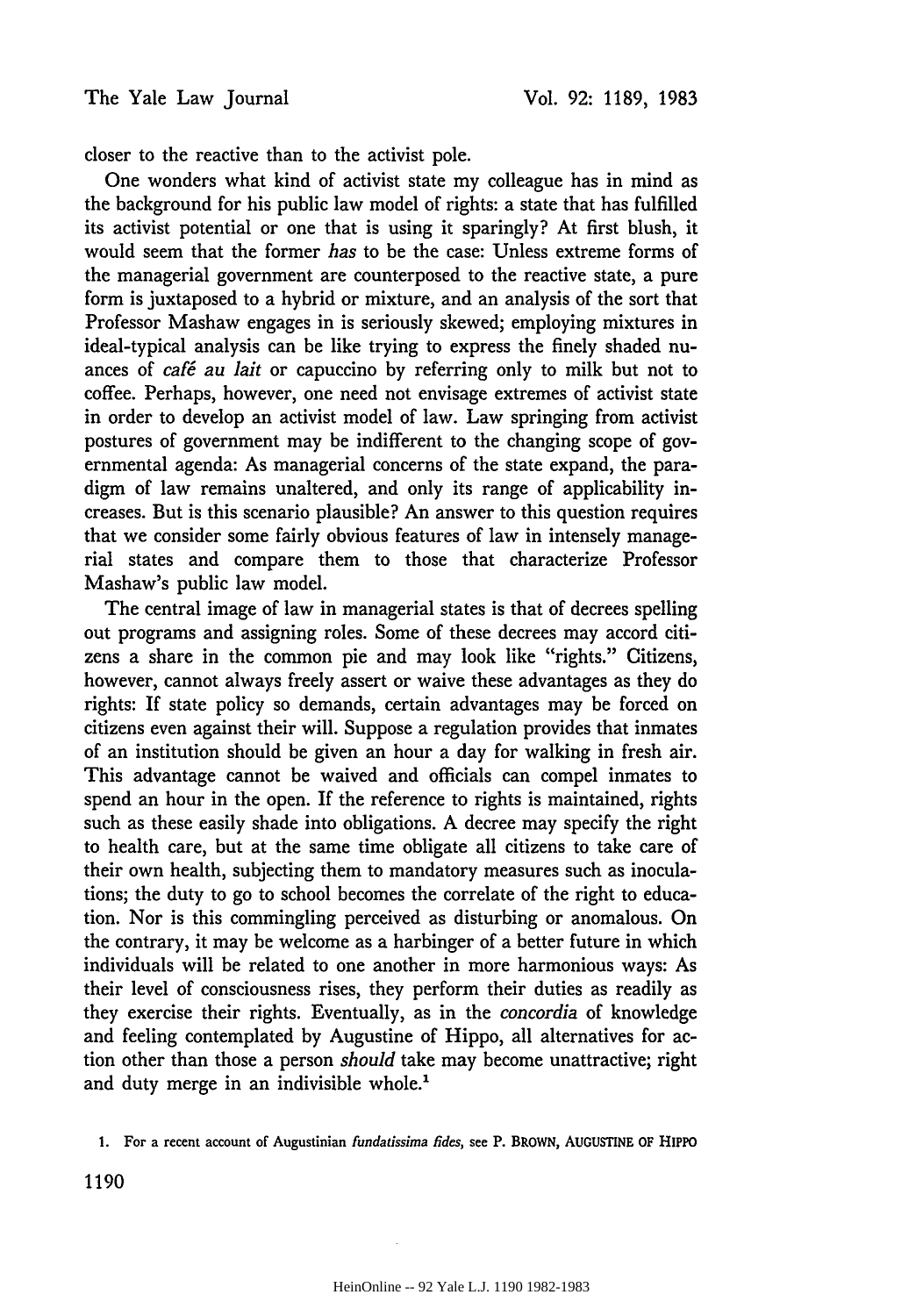closer to the reactive than to the activist pole.

One wonders what kind of activist state my colleague has in mind as the background for his public law model of rights: a state that has fulfilled its activist potential or one that is using it sparingly? At first blush, it would seem that the former *has* to be the case: Unless extreme forms of the managerial government are counterposed to the reactive state, a pure form is juxtaposed to a hybrid or mixture, and an analysis of the sort that Professor Mashaw engages in is seriously skewed; employing mixtures in ideal-typical analysis can be like trying to express the finely shaded nuances of *café au lait* or capuccino by referring only to milk but not to coffee. Perhaps, however, one need not envisage extremes of activist state in order to develop an activist model of law. Law springing from activist postures of government may be indifferent to the changing scope of governmental agenda: As managerial concerns of the state expand, the paradigm of law remains unaltered, and only its range of applicability increases. But is this scenario plausible? An answer to this question requires that we consider some fairly obvious features of law in intensely managerial states and compare them to those that characterize Professor Mashaw's public law model.

The central image of law in managerial states is that of decrees spelling out programs and assigning roles. Some of these decrees may accord citizens a share in the common pie and may look like "rights." Citizens, however, cannot always freely assert or waive these advantages as they do rights: If state policy so demands, certain advantages may be forced on citizens even against their will. Suppose a regulation provides that inmates of an institution should be given an hour a day for walking in fresh air. This advantage cannot be waived and officials can compel inmates to spend an hour in the open. If the reference to rights is maintained, rights such as these easily shade into obligations. A decree may specify the right to health care, but at the same time obligate all citizens to take care of their own health, subjecting them to mandatory measures such as inoculations; the duty to go to school becomes the correlate of the right to education. Nor is this commingling perceived as disturbing or anomalous. On the contrary, it may be welcome as a harbinger of a better future in which individuals will be related to one another in more harmonious ways: As their level of consciousness rises, they perform their duties as readily as they exercise their rights. Eventually, as in the *concordia* of knowledge and feeling contemplated by Augustine of Hippo, all alternatives for action other than those a person *should* take may become unattractive; right and duty merge in an indivisible whole.[1]

1. For a recent account of Augustinian *fundatissima fides*, see P. BROWN, AUGUSTINE OF HIPPO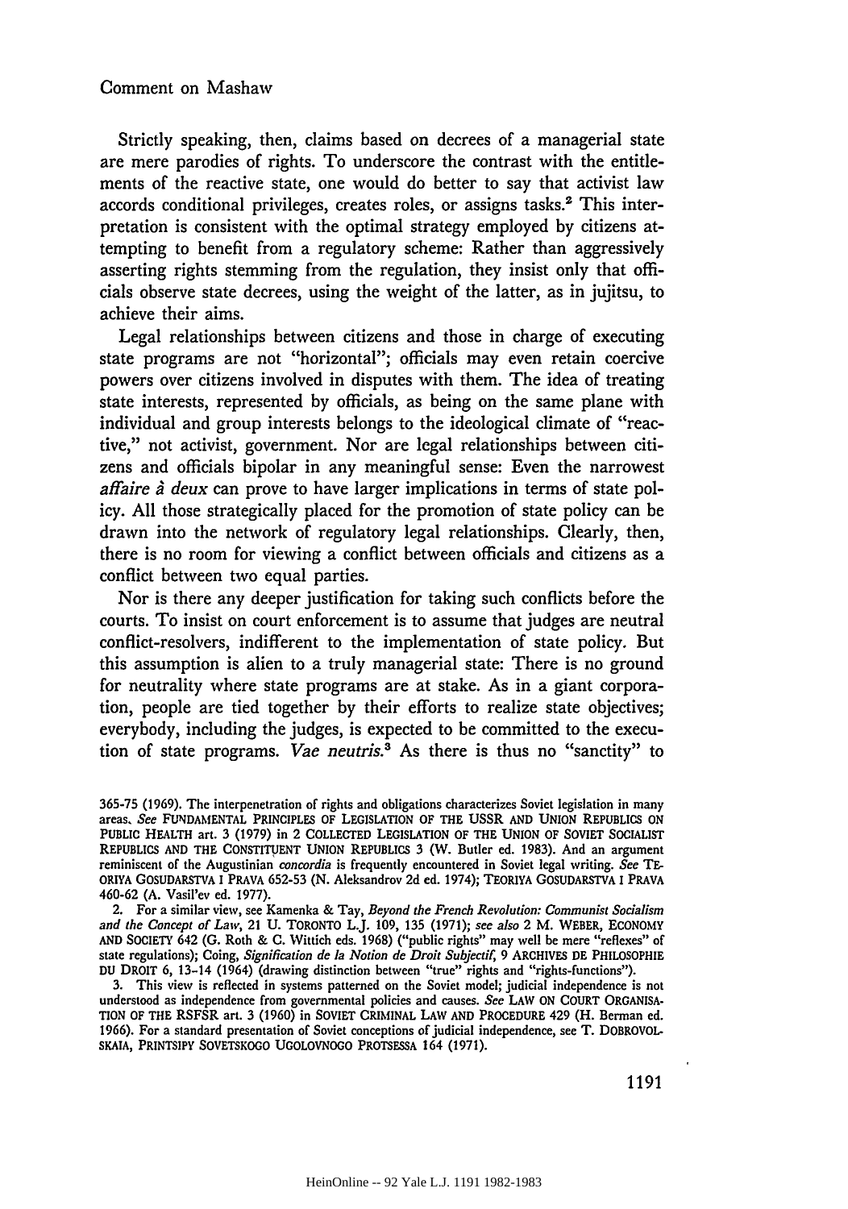Strictly speaking, then, claims based on decrees of a managerial state are mere parodies of rights. To underscore the contrast with the entitlements of the reactive state, one would do better to say that activist law accords conditional privileges, creates roles, or assigns tasks.[2] This interpretation is consistent with the optimal strategy employed by citizens attempting to benefit from a regulatory scheme: Rather than aggressively asserting rights stemming from the regulation, they insist only that officials observe state decrees, using the weight of the latter, as in jujitsu, to achieve their aims.

Legal relationships between citizens and those in charge of executing state programs are not "horizontal"; officials may even retain coercive powers over citizens involved in disputes with them. The idea of treating state interests, represented by officials, as being on the same plane with individual and group interests belongs to the ideological climate of "reactive," not activist, government. Nor are legal relationships between citizens and officials bipolar in any meaningful sense: Even the narrowest *affaire à deux* can prove to have larger implications in terms of state policy. All those strategically placed for the promotion of state policy can be drawn into the network of regulatory legal relationships. Clearly, then, there is no room for viewing a conflict between officials and citizens as a conflict between two equal parties.

Nor is there any deeper justification for taking such conflicts before the courts. To insist on court enforcement is to assume that judges are neutral conflict-resolvers, indifferent to the implementation of state policy. But this assumption is alien to a truly managerial state: There is no ground for neutrality where state programs are at stake. As in a giant corporation, people are tied together by their efforts to realize state objectives; everybody, including the judges, is expected to be committed to the execution of state programs. *Vae neutris.*[3] As there is thus no "sanctity" to

365-75 (1969). The interpenetration of rights and obligations characterizes Soviet legislation in many areas. *See* FUNDAMENTAL PRINCIPLES OF LEGISLATION OF THE USSR AND UNION REPUBLICS ON PUBLIC HEALTH art. 3 (1979) in 2 COLLECTED LEGISLATION OF THE UNION OF SOVIET SOCIALIST REPUBLICS AND THE CONSTITUENT UNION REPUBLICS 3 (W. Butler ed. 1983). And an argument reminiscent of the Augustinian *concordia* is frequently encountered in Soviet legal writing. *See* TEORIYA GOSUDARSTVA I PRAVA 652-53 (N. Aleksandrov 2d ed. 1974); TEORIYA GOSUDARSTVA I PRAVA 460-62 (A. Vasil'ev ed. 1977).

2. For a similar view, see Kamenka & Tay, *Beyond the French Revolution: Communist Socialism and the Concept of Law*, 21 U. TORONTO L.J. 109, 135 (1971); *see also* 2 M. WEBER, ECONOMY AND SOCIETY 642 (G. Roth & C. Wittich eds. 1968) ("public rights" may well be mere "reflexes" of state regulations); Coing, *Signification de la Notion de Droit Subjectif*, 9 ARCHIVES DE PHILOSOPHIE DU DROIT 6, 13-14 (1964) (drawing distinction between "true" rights and "rights-functions").

3. This view is reflected in systems patterned on the Soviet model; judicial independence is not understood as independence from governmental policies and causes. *See* LAW ON COURT ORGANISATION OF THE RSFSR art. 3 (1960) in SOVIET CRIMINAL LAW AND PROCEDURE 429 (H. Berman ed. 1966). For a standard presentation of Soviet conceptions of judicial independence, see T. DOBROVOLSKAIA, PRINTSIPY SOVETSKOGO UGOLOVNOGO PROTSESSA 164 (1971).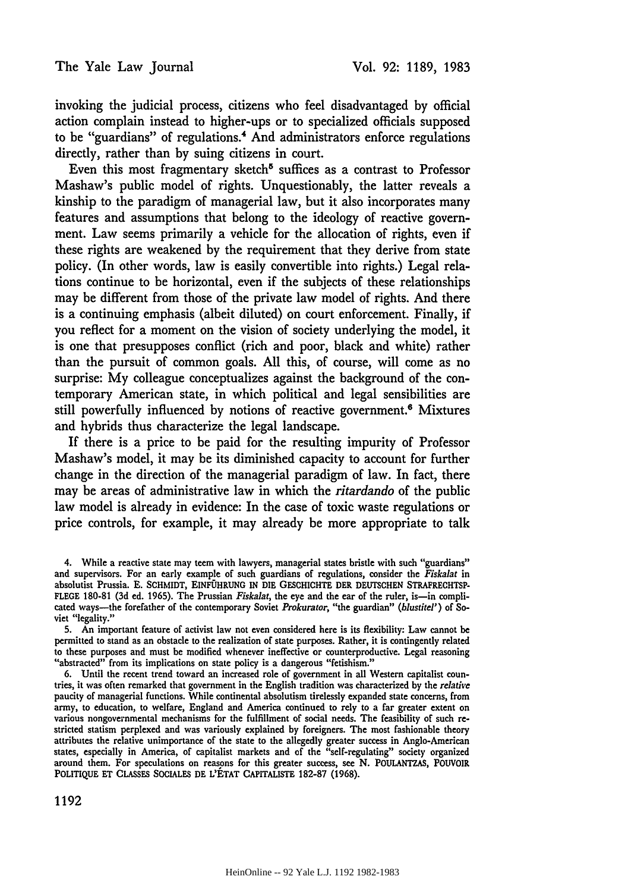invoking the judicial process, citizens who feel disadvantaged by official action complain instead to higher-ups or to specialized officials supposed to be "guardians" of regulations.[4] And administrators enforce regulations directly, rather than by suing citizens in court.

Even this most fragmentary sketch[5] suffices as a contrast to Professor Mashaw's public model of rights. Unquestionably, the latter reveals a kinship to the paradigm of managerial law, but it also incorporates many features and assumptions that belong to the ideology of reactive government. Law seems primarily a vehicle for the allocation of rights, even if these rights are weakened by the requirement that they derive from state policy. (In other words, law is easily convertible into rights.) Legal relations continue to be horizontal, even if the subjects of these relationships may be different from those of the private law model of rights. And there is a continuing emphasis (albeit diluted) on court enforcement. Finally, if you reflect for a moment on the vision of society underlying the model, it is one that presupposes conflict (rich and poor, black and white) rather than the pursuit of common goals. All this, of course, will come as no surprise: My colleague conceptualizes against the background of the contemporary American state, in which political and legal sensibilities are still powerfully influenced by notions of reactive government.[6] Mixtures and hybrids thus characterize the legal landscape.

If there is a price to be paid for the resulting impurity of Professor Mashaw's model, it may be its diminished capacity to account for further change in the direction of the managerial paradigm of law. In fact, there may be areas of administrative law in which the *ritardando* of the public law model is already in evidence: In the case of toxic waste regulations or price controls, for example, it may already be more appropriate to talk

4. While a reactive state may teem with lawyers, managerial states bristle with such "guardians" and supervisors. For an early example of such guardians of regulations, consider the *Fiskalat* in absolutist Prussia. E. SCHMIDT, EINFÜHRUNG IN DIE GESCHICHTE DER DEUTSCHEN STRAFRECHTSPFLEGE 180-81 (3d ed. 1965). The Prussian *Fiskalat*, the eye and the ear of the ruler, is—in complicated ways—the forefather of the contemporary Soviet *Prokurator*, "the guardian" (*blustitel'*) of Soviet "legality."

5. An important feature of activist law not even considered here is its flexibility: Law cannot be permitted to stand as an obstacle to the realization of state purposes. Rather, it is contingently related to these purposes and must be modified whenever ineffective or counterproductive. Legal reasoning "abstracted" from its implications on state policy is a dangerous "fetishism."

6. Until the recent trend toward an increased role of government in all Western capitalist countries, it was often remarked that government in the English tradition was characterized by the *relative* paucity of managerial functions. While continental absolutism tirelessly expanded state concerns, from army, to education, to welfare, England and America continued to rely to a far greater extent on various nongovernmental mechanisms for the fulfillment of social needs. The feasibility of such restricted statism perplexed and was variously explained by foreigners. The most fashionable theory attributes the relative unimportance of the state to the allegedly greater success in Anglo-American states, especially in America, of capitalist markets and of the "self-regulating" society organized around them. For speculations on reasons for this greater success, see N. POULANTZAS, POUVOIR POLITIQUE ET CLASSES SOCIALES DE L'ÉTAT CAPITALISTE 182-87 (1968).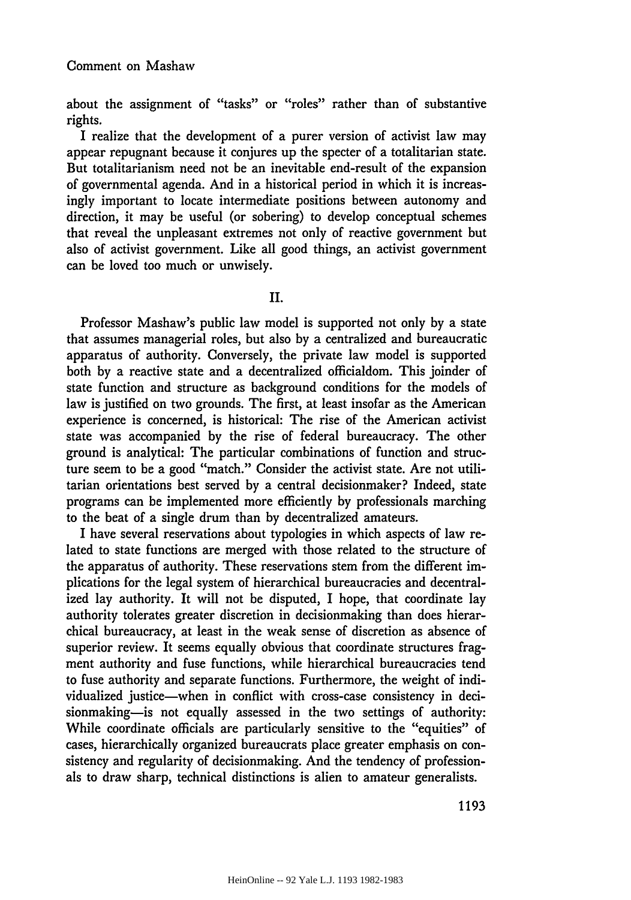about the assignment of "tasks" or "roles" rather than of substantive rights.

I realize that the development of a purer version of activist law may appear repugnant because it conjures up the specter of a totalitarian state. But totalitarianism need not be an inevitable end-result of the expansion of governmental agenda. And in a historical period in which it is increasingly important to locate intermediate positions between autonomy and direction, it may be useful (or sobering) to develop conceptual schemes that reveal the unpleasant extremes not only of reactive government but also of activist government. Like all good things, an activist government can be loved too much or unwisely.

## II.

Professor Mashaw's public law model is supported not only by a state that assumes managerial roles, but also by a centralized and bureaucratic apparatus of authority. Conversely, the private law model is supported both by a reactive state and a decentralized officialdom. This joinder of state function and structure as background conditions for the models of law is justified on two grounds. The first, at least insofar as the American experience is concerned, is historical: The rise of the American activist state was accompanied by the rise of federal bureaucracy. The other ground is analytical: The particular combinations of function and structure seem to be a good "match." Consider the activist state. Are not utilitarian orientations best served by a central decisionmaker? Indeed, state programs can be implemented more efficiently by professionals marching to the beat of a single drum than by decentralized amateurs.

I have several reservations about typologies in which aspects of law related to state functions are merged with those related to the structure of the apparatus of authority. These reservations stem from the different implications for the legal system of hierarchical bureaucracies and decentralized lay authority. It will not be disputed, I hope, that coordinate lay authority tolerates greater discretion in decisionmaking than does hierarchical bureaucracy, at least in the weak sense of discretion as absence of superior review. It seems equally obvious that coordinate structures fragment authority and fuse functions, while hierarchical bureaucracies tend to fuse authority and separate functions. Furthermore, the weight of individualized justice—when in conflict with cross-case consistency in decisionmaking—is not equally assessed in the two settings of authority: While coordinate officials are particularly sensitive to the "equities" of cases, hierarchically organized bureaucrats place greater emphasis on consistency and regularity of decisionmaking. And the tendency of professionals to draw sharp, technical distinctions is alien to amateur generalists.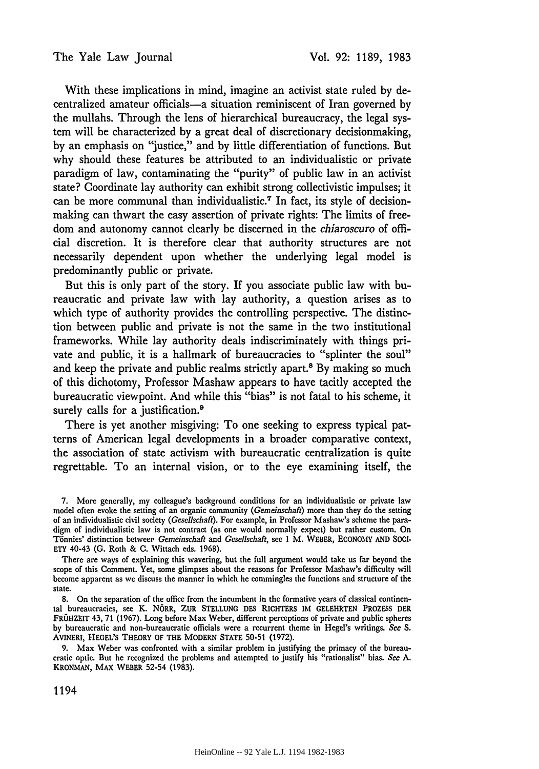With these implications in mind, imagine an activist state ruled by decentralized amateur officials—a situation reminiscent of Iran governed by the mullahs. Through the lens of hierarchical bureaucracy, the legal system will be characterized by a great deal of discretionary decisionmaking, by an emphasis on "justice," and by little differentiation of functions. But why should these features be attributed to an individualistic or private paradigm of law, contaminating the "purity" of public law in an activist state? Coordinate lay authority can exhibit strong collectivistic impulses; it can be more communal than individualistic.[7] In fact, its style of decisionmaking can thwart the easy assertion of private rights: The limits of freedom and autonomy cannot clearly be discerned in the *chiaroscuro* of official discretion. It is therefore clear that authority structures are not necessarily dependent upon whether the underlying legal model is predominantly public or private.

But this is only part of the story. If you associate public law with bureaucratic and private law with lay authority, a question arises as to which type of authority provides the controlling perspective. The distinction between public and private is not the same in the two institutional frameworks. While lay authority deals indiscriminately with things private and public, it is a hallmark of bureaucracies to "splinter the soul" and keep the private and public realms strictly apart.[8] By making so much of this dichotomy, Professor Mashaw appears to have tacitly accepted the bureaucratic viewpoint. And while this "bias" is not fatal to his scheme, it surely calls for a justification.[9]

There is yet another misgiving: To one seeking to express typical patterns of American legal developments in a broader comparative context, the association of state activism with bureaucratic centralization is quite regrettable. To an internal vision, or to the eye examining itself, the

---

7. More generally, my colleague's background conditions for an individualistic or private law model often evoke the setting of an organic community (*Gemeinschaft*) more than they do the setting of an individualistic civil society (*Gesellschaft*). For example, in Professor Mashaw's scheme the paradigm of individualistic law is not contract (as one would normally expect) but rather custom. On Tönnies' distinction between *Gemeinschaft* and *Gesellschaft*, see 1 M. WEBER, ECONOMY AND SOCIETY 40-43 (G. Roth & C. Wittach eds. 1968).

There are ways of explaining this wavering, but the full argument would take us far beyond the scope of this Comment. Yet, some glimpses about the reasons for Professor Mashaw's difficulty will become apparent as we discuss the manner in which he commingles the functions and structure of the state.

8. On the separation of the office from the incumbent in the formative years of classical continental bureaucracies, see K. NÖRR, ZUR STELLUNG DES RICHTERS IM GELEHRTEN PROZESS DER FRÜHZEIT 43, 71 (1967). Long before Max Weber, different perceptions of private and public spheres by bureaucratic and non-bureaucratic officials were a recurrent theme in Hegel's writings. *See* S. AVINERI, HEGEL'S THEORY OF THE MODERN STATE 50-51 (1972).

9. Max Weber was confronted with a similar problem in justifying the primacy of the bureaucratic optic. But he recognized the problems and attempted to justify his "rationalist" bias. *See* A. KRONMAN, MAX WEBER 52-54 (1983).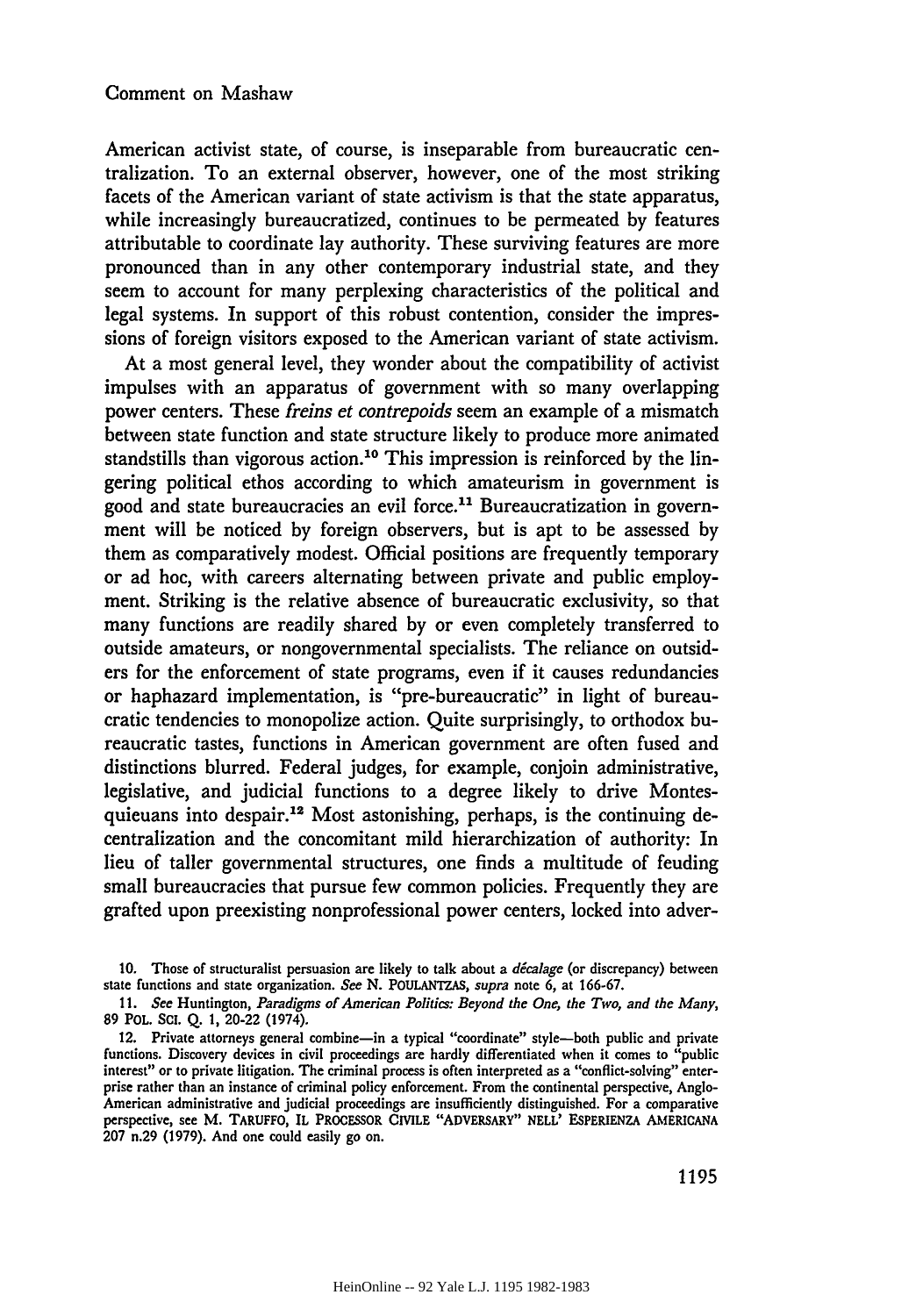American activist state, of course, is inseparable from bureaucratic centralization. To an external observer, however, one of the most striking facets of the American variant of state activism is that the state apparatus, while increasingly bureaucratized, continues to be permeated by features attributable to coordinate lay authority. These surviving features are more pronounced than in any other contemporary industrial state, and they seem to account for many perplexing characteristics of the political and legal systems. In support of this robust contention, consider the impressions of foreign visitors exposed to the American variant of state activism.

At a most general level, they wonder about the compatibility of activist impulses with an apparatus of government with so many overlapping power centers. These *freins et contrepoids* seem an example of a mismatch between state function and state structure likely to produce more animated standstills than vigorous action.[10] This impression is reinforced by the lingering political ethos according to which amateurism in government is good and state bureaucracies an evil force.[11] Bureaucratization in government will be noticed by foreign observers, but is apt to be assessed by them as comparatively modest. Official positions are frequently temporary or ad hoc, with careers alternating between private and public employment. Striking is the relative absence of bureaucratic exclusivity, so that many functions are readily shared by or even completely transferred to outside amateurs, or nongovernmental specialists. The reliance on outsiders for the enforcement of state programs, even if it causes redundancies or haphazard implementation, is "pre-bureaucratic" in light of bureaucratic tendencies to monopolize action. Quite surprisingly, to orthodox bureaucratic tastes, functions in American government are often fused and distinctions blurred. Federal judges, for example, conjoin administrative, legislative, and judicial functions to a degree likely to drive Montesquieuans into despair.[12] Most astonishing, perhaps, is the continuing decentralization and the concomitant mild hierarchization of authority: In lieu of taller governmental structures, one finds a multitude of feuding small bureaucracies that pursue few common policies. Frequently they are grafted upon preexisting nonprofessional power centers, locked into adver-

10. Those of structuralist persuasion are likely to talk about a *décalage* (or discrepancy) between state functions and state organization. *See* N. POULANTZAS, *supra* note 6, at 166-67.

11. *See* Huntington, *Paradigms of American Politics: Beyond the One, the Two, and the Many*, 89 POL. SCI. Q. 1, 20-22 (1974).

12. Private attorneys general combine—in a typical "coordinate" style—both public and private functions. Discovery devices in civil proceedings are hardly differentiated when it comes to "public interest" or to private litigation. The criminal process is often interpreted as a "conflict-solving" enterprise rather than an instance of criminal policy enforcement. From the continental perspective, Anglo-American administrative and judicial proceedings are insufficiently distinguished. For a comparative perspective, see M. TARUFFO, IL PROCESSOR CIVILE "ADVERSARY" NELL' ESPERIENZA AMERICANA 207 n.29 (1979). And one could easily go on.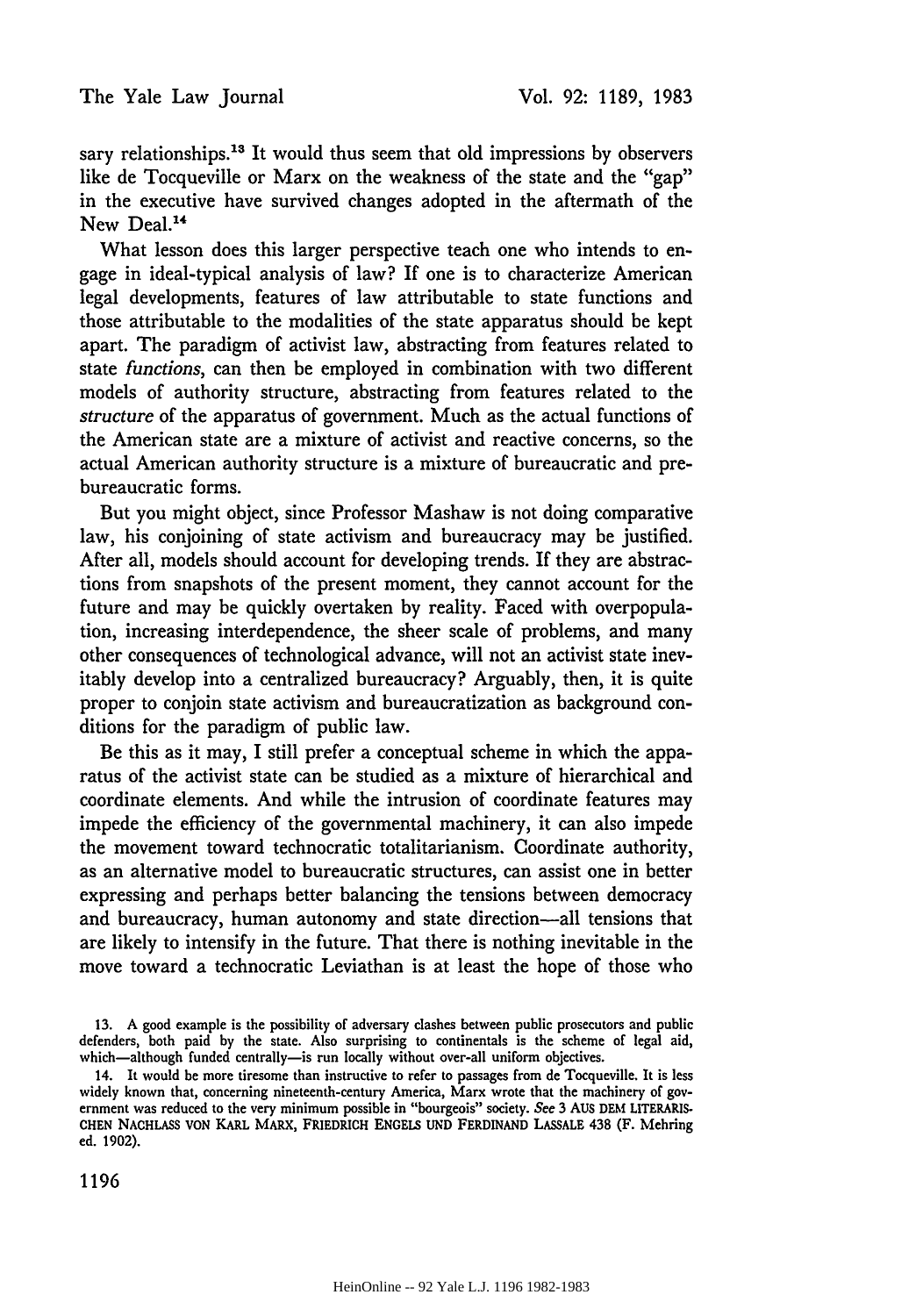sary relationships.[13] It would thus seem that old impressions by observers like de Tocqueville or Marx on the weakness of the state and the "gap" in the executive have survived changes adopted in the aftermath of the New Deal.[14]

What lesson does this larger perspective teach one who intends to engage in ideal-typical analysis of law? If one is to characterize American legal developments, features of law attributable to state functions and those attributable to the modalities of the state apparatus should be kept apart. The paradigm of activist law, abstracting from features related to state *functions*, can then be employed in combination with two different models of authority structure, abstracting from features related to the *structure* of the apparatus of government. Much as the actual functions of the American state are a mixture of activist and reactive concerns, so the actual American authority structure is a mixture of bureaucratic and pre-bureaucratic forms.

But you might object, since Professor Mashaw is not doing comparative law, his conjoining of state activism and bureaucracy may be justified. After all, models should account for developing trends. If they are abstractions from snapshots of the present moment, they cannot account for the future and may be quickly overtaken by reality. Faced with overpopulation, increasing interdependence, the sheer scale of problems, and many other consequences of technological advance, will not an activist state inevitably develop into a centralized bureaucracy? Arguably, then, it is quite proper to conjoin state activism and bureaucratization as background conditions for the paradigm of public law.

Be this as it may, I still prefer a conceptual scheme in which the apparatus of the activist state can be studied as a mixture of hierarchical and coordinate elements. And while the intrusion of coordinate features may impede the efficiency of the governmental machinery, it can also impede the movement toward technocratic totalitarianism. Coordinate authority, as an alternative model to bureaucratic structures, can assist one in better expressing and perhaps better balancing the tensions between democracy and bureaucracy, human autonomy and state direction—all tensions that are likely to intensify in the future. That there is nothing inevitable in the move toward a technocratic Leviathan is at least the hope of those who

13. A good example is the possibility of adversary clashes between public prosecutors and public defenders, both paid by the state. Also surprising to continentals is the scheme of legal aid, which—although funded centrally—is run locally without over-all uniform objectives.

14. It would be more tiresome than instructive to refer to passages from de Tocqueville. It is less widely known that, concerning nineteenth-century America, Marx wrote that the machinery of government was reduced to the very minimum possible in "bourgeois" society. *See* 3 AUS DEM LITERARISCHEN NACHLASS VON KARL MARX, FRIEDRICH ENGELS UND FERDINAND LASSALE 438 (F. Mehring ed. 1902).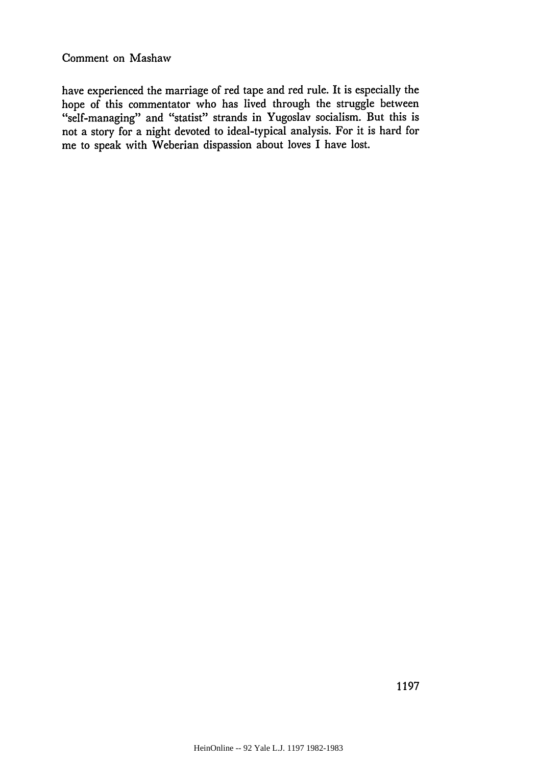have experienced the marriage of red tape and red rule. It is especially the hope of this commentator who has lived through the struggle between "self-managing" and "statist" strands in Yugoslav socialism. But this is not a story for a night devoted to ideal-typical analysis. For it is hard for me to speak with Weberian dispassion about loves I have lost.